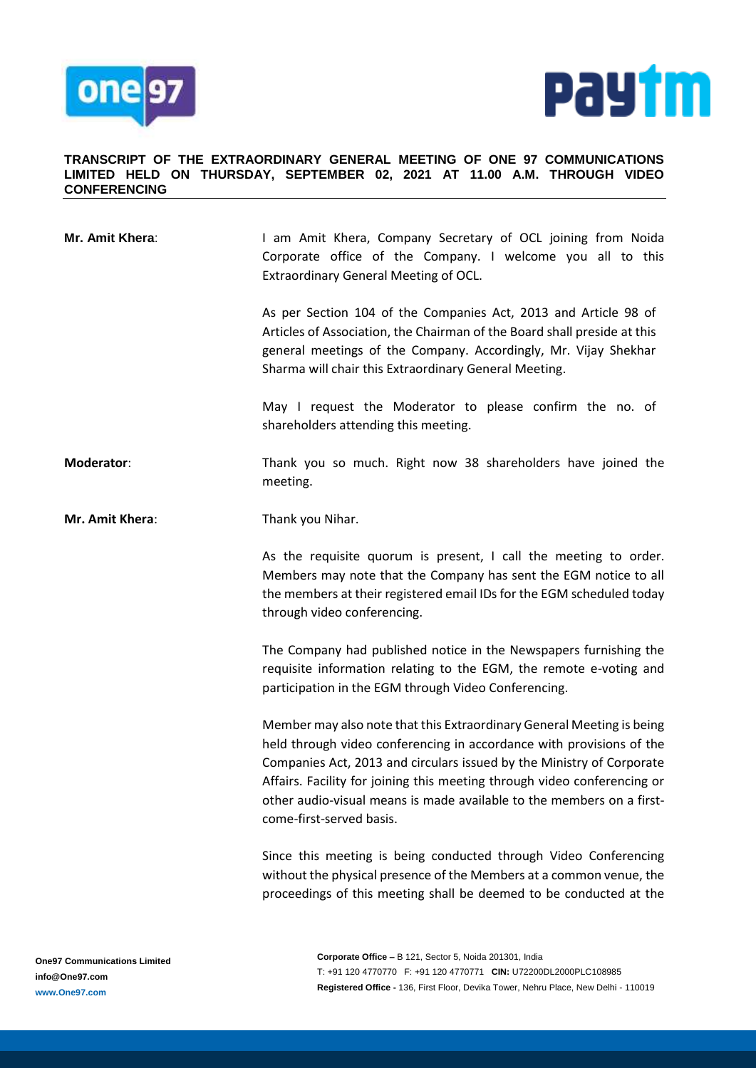**TRANSCRIPT OF THE EXTRAORDINARY GENERAL MEETING OF ONE 97 COMMUNICATIONS LIMITED HELD ON THURSDAY, SEPTEMBER 02, 2021 AT 11.00 A.M. THROUGH VIDEO CONFERENCING**

**Mr. Amit Khera**: I am Amit Khera, Company Secretary of OCL joining from Noida Corporate office of the Company. I welcome you all to this Extraordinary General Meeting of OCL.

As per Section 104 of the Companies Act, 2013 and Article 98 of Articles of Association, the Chairman of the Board shall preside at this general meetings of the Company. Accordingly, Mr. Vijay Shekhar Sharma will chair this Extraordinary General Meeting.

May I request the Moderator to please confirm the no. of shareholders attending this meeting.

**Moderator**: Thank you so much. Right now 38 shareholders have joined the meeting.

**Mr. Amit Khera**: Thank you Nihar.

As the requisite quorum is present, I call the meeting to order. Members may note that the Company has sent the EGM notice to all the members at their registered email IDs for the EGM scheduled today through video conferencing.

The Company had published notice in the Newspapers furnishing the requisite information relating to the EGM, the remote e-voting and participation in the EGM through Video Conferencing.

Member may also note that this Extraordinary General Meeting is being held through video conferencing in accordance with provisions of the Companies Act, 2013 and circulars issued by the Ministry of Corporate Affairs. Facility for joining this meeting through video conferencing or other audio-visual means is made available to the members on a first-come-first-served basis.

Since this meeting is being conducted through Video Conferencing without the physical presence of the Members at a common venue, the proceedings of this meeting shall be deemed to be conducted at the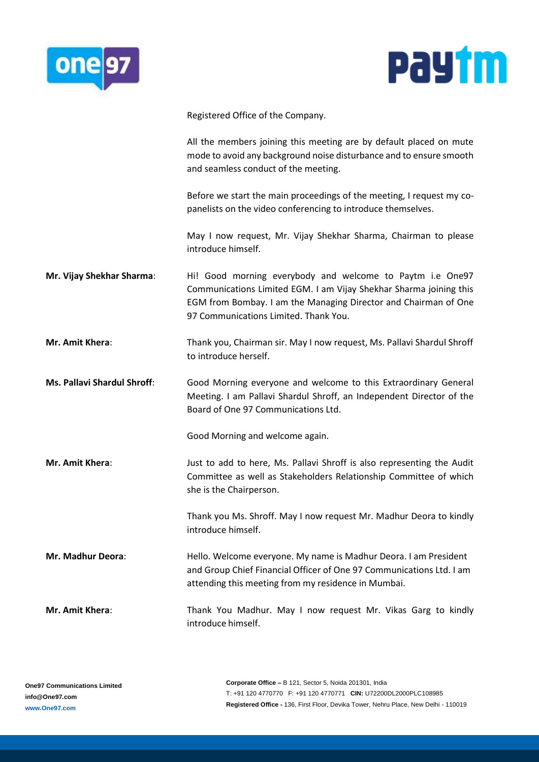Registered Office of the Company.

All the members joining this meeting are by default placed on mute mode to avoid any background noise disturbance and to ensure smooth and seamless conduct of the meeting.

Before we start the main proceedings of the meeting, I request my co-panelists on the video conferencing to introduce themselves.

May I now request, Mr. Vijay Shekhar Sharma, Chairman to please introduce himself.

**Mr. Vijay Shekhar Sharma**: Hi! Good morning everybody and welcome to Paytm i.e One97 Communications Limited EGM. I am Vijay Shekhar Sharma joining this EGM from Bombay. I am the Managing Director and Chairman of One 97 Communications Limited. Thank You.

**Mr. Amit Khera**: Thank you, Chairman sir. May I now request, Ms. Pallavi Shardul Shroff to introduce herself.

**Ms. Pallavi Shardul Shroff**: Good Morning everyone and welcome to this Extraordinary General Meeting. I am Pallavi Shardul Shroff, an Independent Director of the Board of One 97 Communications Ltd.

Good Morning and welcome again.

**Mr. Amit Khera**: Just to add to here, Ms. Pallavi Shroff is also representing the Audit Committee as well as Stakeholders Relationship Committee of which she is the Chairperson.

Thank you Ms. Shroff. May I now request Mr. Madhur Deora to kindly introduce himself.

**Mr. Madhur Deora**: Hello. Welcome everyone. My name is Madhur Deora. I am President and Group Chief Financial Officer of One 97 Communications Ltd. I am attending this meeting from my residence in Mumbai.

**Mr. Amit Khera**: Thank You Madhur. May I now request Mr. Vikas Garg to kindly introduce himself.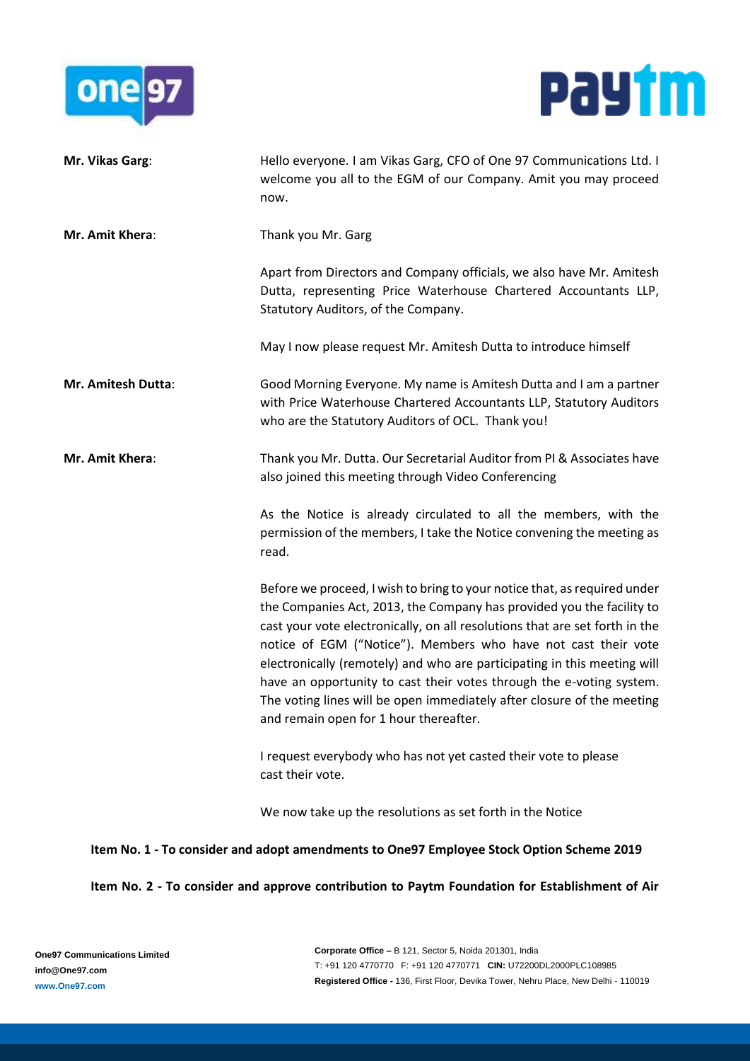**Mr. Vikas Garg**: Hello everyone. I am Vikas Garg, CFO of One 97 Communications Ltd. I welcome you all to the EGM of our Company. Amit you may proceed now.

**Mr. Amit Khera**: Thank you Mr. Garg

Apart from Directors and Company officials, we also have Mr. Amitesh Dutta, representing Price Waterhouse Chartered Accountants LLP, Statutory Auditors, of the Company.

May I now please request Mr. Amitesh Dutta to introduce himself

**Mr. Amitesh Dutta**: Good Morning Everyone. My name is Amitesh Dutta and I am a partner with Price Waterhouse Chartered Accountants LLP, Statutory Auditors who are the Statutory Auditors of OCL. Thank you!

**Mr. Amit Khera**: Thank you Mr. Dutta. Our Secretarial Auditor from PI & Associates have also joined this meeting through Video Conferencing

As the Notice is already circulated to all the members, with the permission of the members, I take the Notice convening the meeting as read.

Before we proceed, I wish to bring to your notice that, as required under the Companies Act, 2013, the Company has provided you the facility to cast your vote electronically, on all resolutions that are set forth in the notice of EGM ("Notice"). Members who have not cast their vote electronically (remotely) and who are participating in this meeting will have an opportunity to cast their votes through the e-voting system. The voting lines will be open immediately after closure of the meeting and remain open for 1 hour thereafter.

I request everybody who has not yet casted their vote to please cast their vote.

We now take up the resolutions as set forth in the Notice

**Item No. 1 - To consider and adopt amendments to One97 Employee Stock Option Scheme 2019**

**Item No. 2 - To consider and approve contribution to Paytm Foundation for Establishment of Air**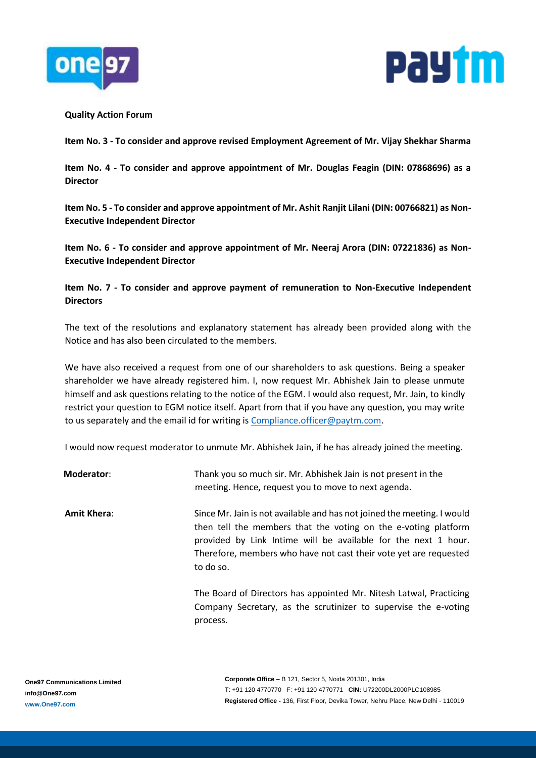**Quality Action Forum**

**Item No. 3 - To consider and approve revised Employment Agreement of Mr. Vijay Shekhar Sharma**

**Item No. 4 - To consider and approve appointment of Mr. Douglas Feagin (DIN: 07868696) as a Director**

**Item No. 5 - To consider and approve appointment of Mr. Ashit Ranjit Lilani (DIN: 00766821) as Non-Executive Independent Director**

**Item No. 6 - To consider and approve appointment of Mr. Neeraj Arora (DIN: 07221836) as Non-Executive Independent Director**

**Item No. 7 - To consider and approve payment of remuneration to Non-Executive Independent Directors**

The text of the resolutions and explanatory statement has already been provided along with the Notice and has also been circulated to the members.

We have also received a request from one of our shareholders to ask questions. Being a speaker shareholder we have already registered him. I, now request Mr. Abhishek Jain to please unmute himself and ask questions relating to the notice of the EGM. I would also request, Mr. Jain, to kindly restrict your question to EGM notice itself. Apart from that if you have any question, you may write to us separately and the email id for writing is Compliance.officer@paytm.com.

I would now request moderator to unmute Mr. Abhishek Jain, if he has already joined the meeting.

**Moderator**: Thank you so much sir. Mr. Abhishek Jain is not present in the meeting. Hence, request you to move to next agenda.

**Amit Khera**: Since Mr. Jain is not available and has not joined the meeting. I would then tell the members that the voting on the e-voting platform provided by Link Intime will be available for the next 1 hour. Therefore, members who have not cast their vote yet are requested to do so.

The Board of Directors has appointed Mr. Nitesh Latwal, Practicing Company Secretary, as the scrutinizer to supervise the e-voting process.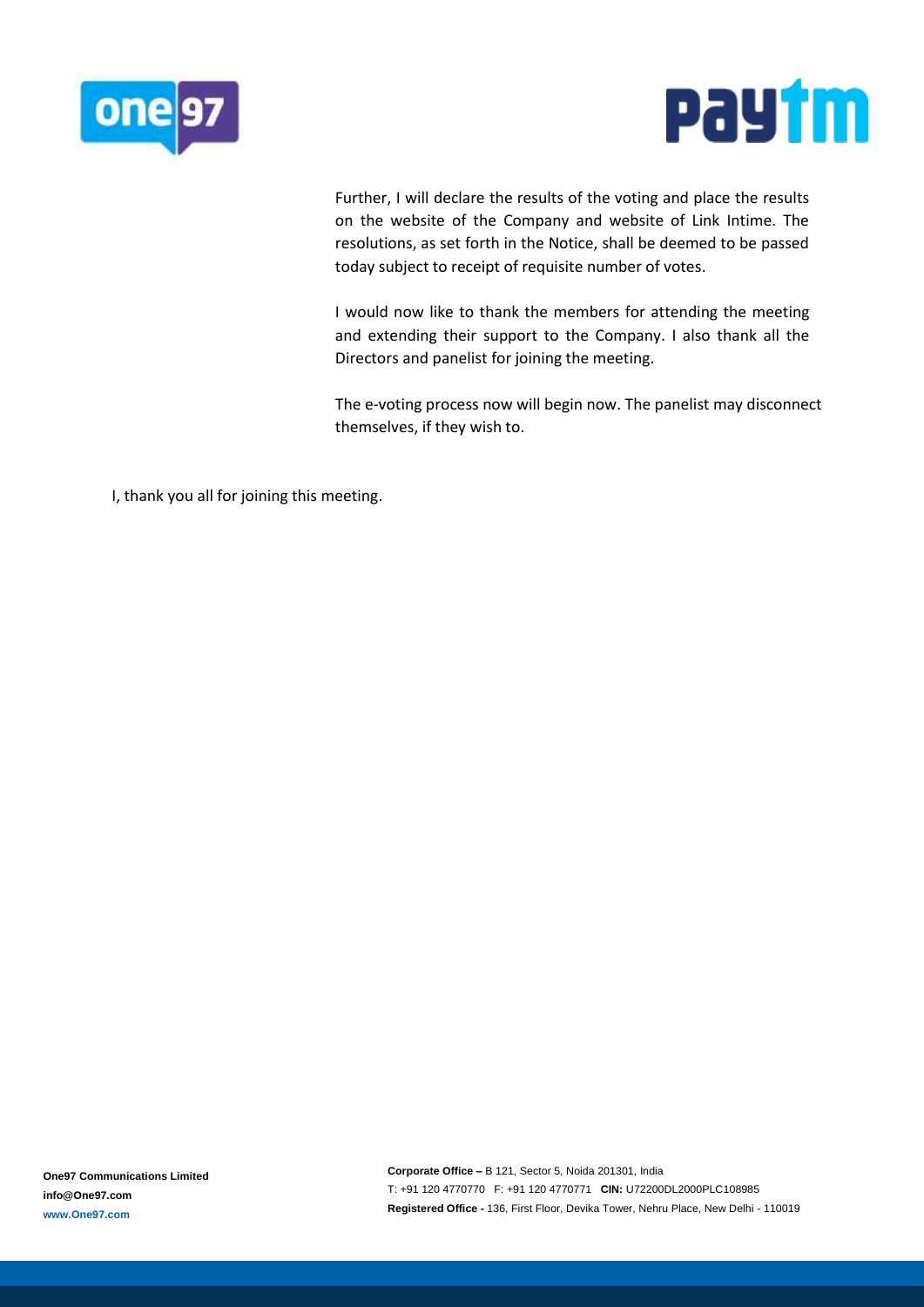Further, I will declare the results of the voting and place the results on the website of the Company and website of Link Intime. The resolutions, as set forth in the Notice, shall be deemed to be passed today subject to receipt of requisite number of votes.

I would now like to thank the members for attending the meeting and extending their support to the Company. I also thank all the Directors and panelist for joining the meeting.

The e-voting process now will begin now. The panelist may disconnect themselves, if they wish to.

I, thank you all for joining this meeting.